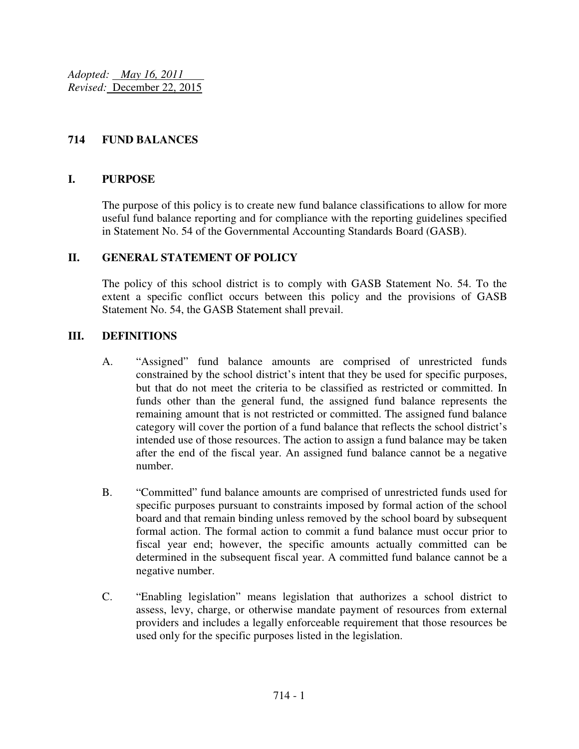*Adopted:* *May 16, 2011*
*Revised:* December 22, 2015

# 714 FUND BALANCES

## I. PURPOSE

The purpose of this policy is to create new fund balance classifications to allow for more useful fund balance reporting and for compliance with the reporting guidelines specified in Statement No. 54 of the Governmental Accounting Standards Board (GASB).

## II. GENERAL STATEMENT OF POLICY

The policy of this school district is to comply with GASB Statement No. 54. To the extent a specific conflict occurs between this policy and the provisions of GASB Statement No. 54, the GASB Statement shall prevail.

## III. DEFINITIONS

A. "Assigned" fund balance amounts are comprised of unrestricted funds constrained by the school district's intent that they be used for specific purposes, but that do not meet the criteria to be classified as restricted or committed. In funds other than the general fund, the assigned fund balance represents the remaining amount that is not restricted or committed. The assigned fund balance category will cover the portion of a fund balance that reflects the school district's intended use of those resources. The action to assign a fund balance may be taken after the end of the fiscal year. An assigned fund balance cannot be a negative number.

B. "Committed" fund balance amounts are comprised of unrestricted funds used for specific purposes pursuant to constraints imposed by formal action of the school board and that remain binding unless removed by the school board by subsequent formal action. The formal action to commit a fund balance must occur prior to fiscal year end; however, the specific amounts actually committed can be determined in the subsequent fiscal year. A committed fund balance cannot be a negative number.

C. "Enabling legislation" means legislation that authorizes a school district to assess, levy, charge, or otherwise mandate payment of resources from external providers and includes a legally enforceable requirement that those resources be used only for the specific purposes listed in the legislation.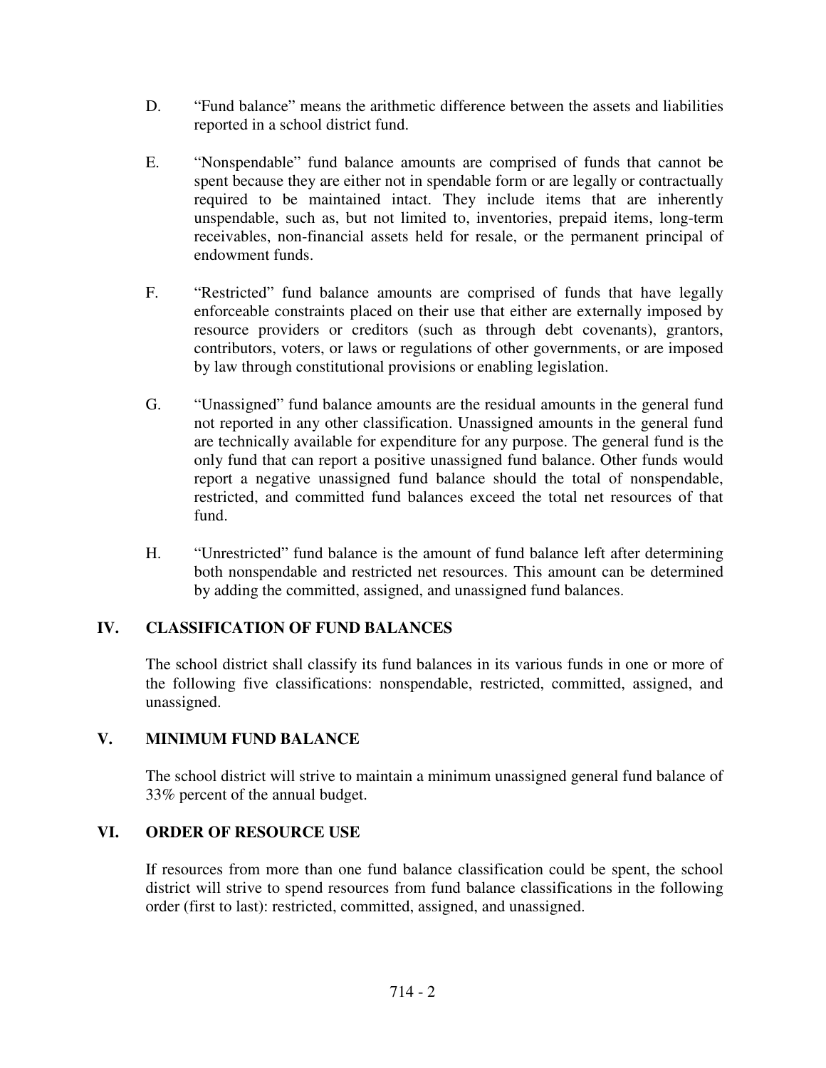D. "Fund balance" means the arithmetic difference between the assets and liabilities reported in a school district fund.

E. "Nonspendable" fund balance amounts are comprised of funds that cannot be spent because they are either not in spendable form or are legally or contractually required to be maintained intact. They include items that are inherently unspendable, such as, but not limited to, inventories, prepaid items, long-term receivables, non-financial assets held for resale, or the permanent principal of endowment funds.

F. "Restricted" fund balance amounts are comprised of funds that have legally enforceable constraints placed on their use that either are externally imposed by resource providers or creditors (such as through debt covenants), grantors, contributors, voters, or laws or regulations of other governments, or are imposed by law through constitutional provisions or enabling legislation.

G. "Unassigned" fund balance amounts are the residual amounts in the general fund not reported in any other classification. Unassigned amounts in the general fund are technically available for expenditure for any purpose. The general fund is the only fund that can report a positive unassigned fund balance. Other funds would report a negative unassigned fund balance should the total of nonspendable, restricted, and committed fund balances exceed the total net resources of that fund.

H. "Unrestricted" fund balance is the amount of fund balance left after determining both nonspendable and restricted net resources. This amount can be determined by adding the committed, assigned, and unassigned fund balances.

## IV. CLASSIFICATION OF FUND BALANCES

The school district shall classify its fund balances in its various funds in one or more of the following five classifications: nonspendable, restricted, committed, assigned, and unassigned.

## V. MINIMUM FUND BALANCE

The school district will strive to maintain a minimum unassigned general fund balance of 33% percent of the annual budget.

## VI. ORDER OF RESOURCE USE

If resources from more than one fund balance classification could be spent, the school district will strive to spend resources from fund balance classifications in the following order (first to last): restricted, committed, assigned, and unassigned.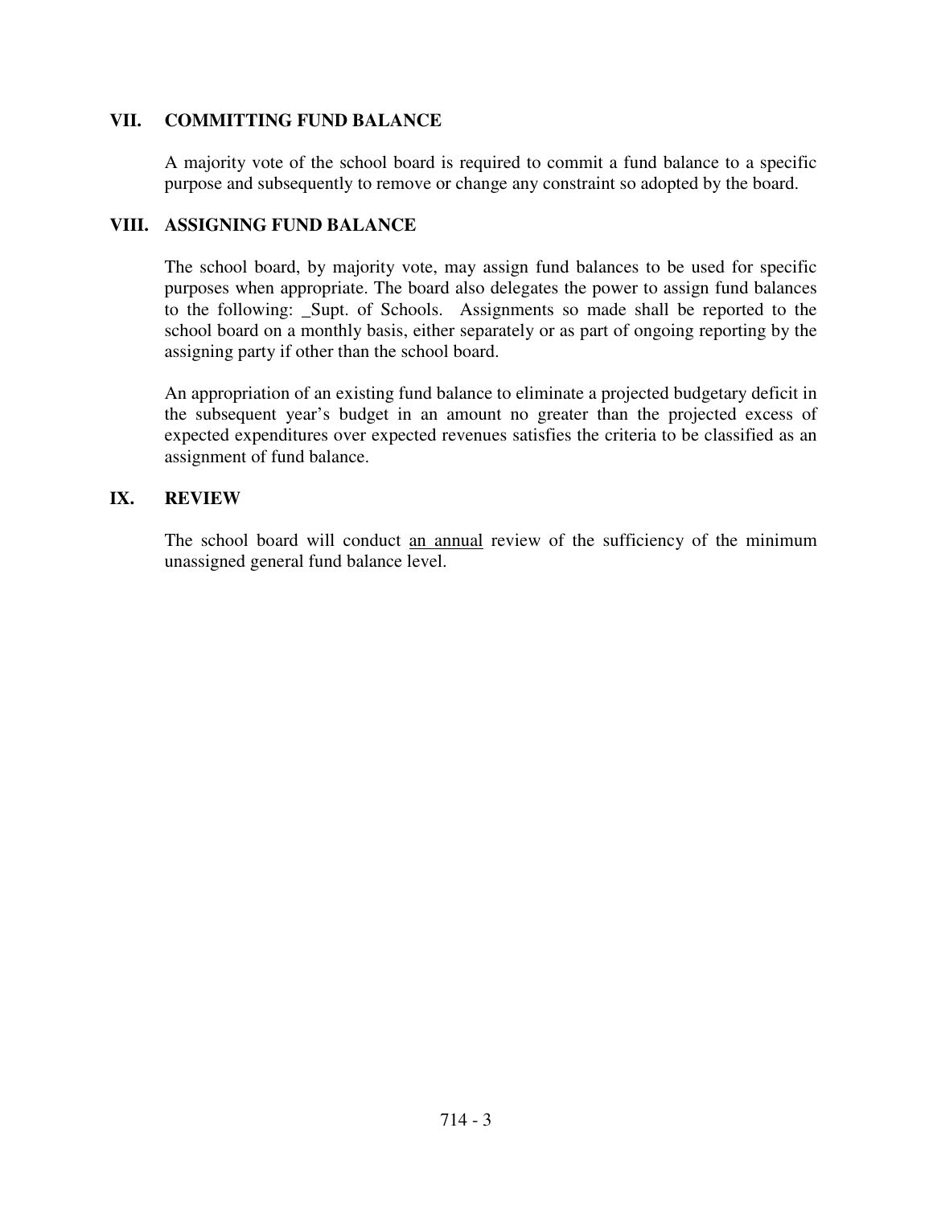## VII. COMMITTING FUND BALANCE

A majority vote of the school board is required to commit a fund balance to a specific purpose and subsequently to remove or change any constraint so adopted by the board.

## VIII. ASSIGNING FUND BALANCE

The school board, by majority vote, may assign fund balances to be used for specific purposes when appropriate. The board also delegates the power to assign fund balances to the following: _Supt. of Schools. Assignments so made shall be reported to the school board on a monthly basis, either separately or as part of ongoing reporting by the assigning party if other than the school board.

An appropriation of an existing fund balance to eliminate a projected budgetary deficit in the subsequent year's budget in an amount no greater than the projected excess of expected expenditures over expected revenues satisfies the criteria to be classified as an assignment of fund balance.

## IX. REVIEW

The school board will conduct <u>an annual</u> review of the sufficiency of the minimum unassigned general fund balance level.